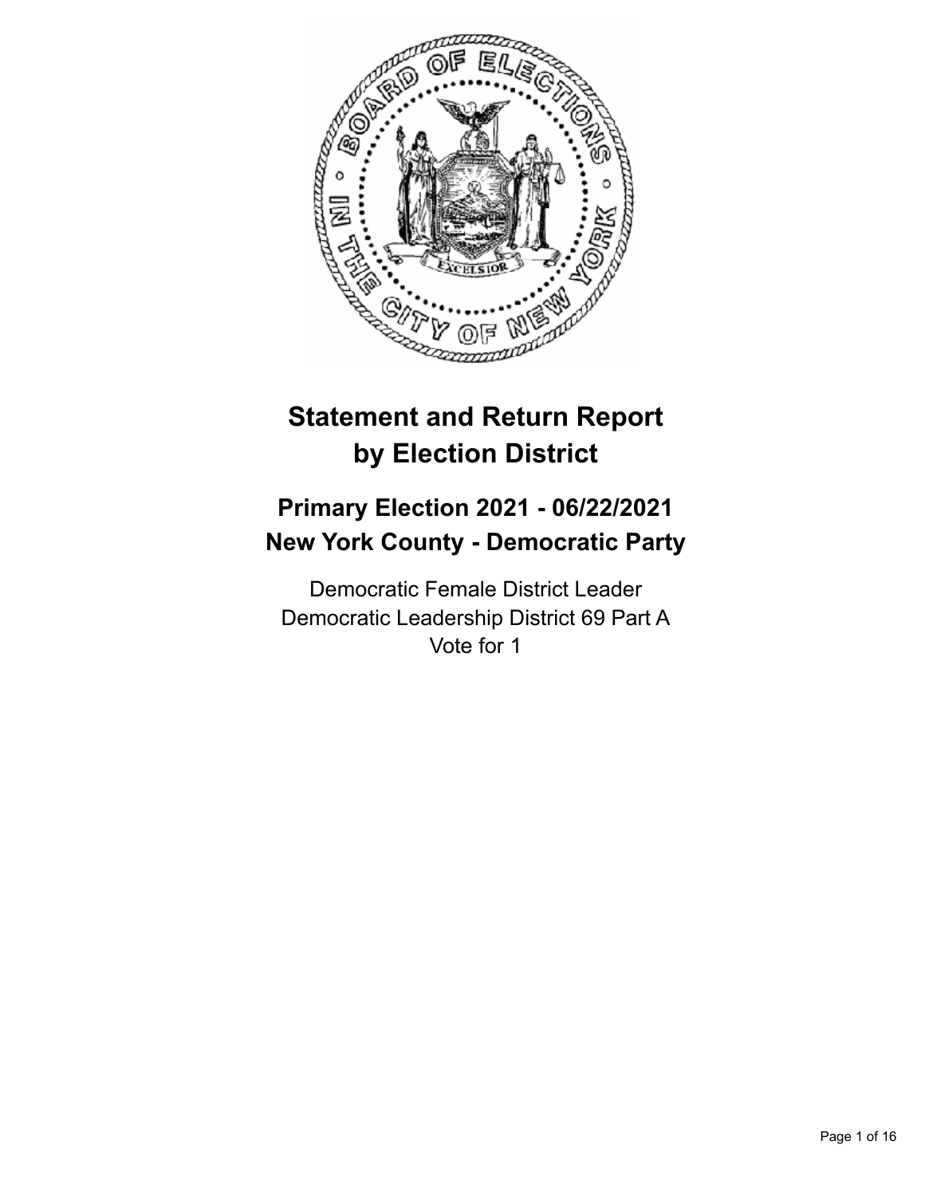# Statement and Return Report by Election District

## Primary Election 2021 - 06/22/2021
## New York County - Democratic Party

Democratic Female District Leader
Democratic Leadership District 69 Part A
Vote for 1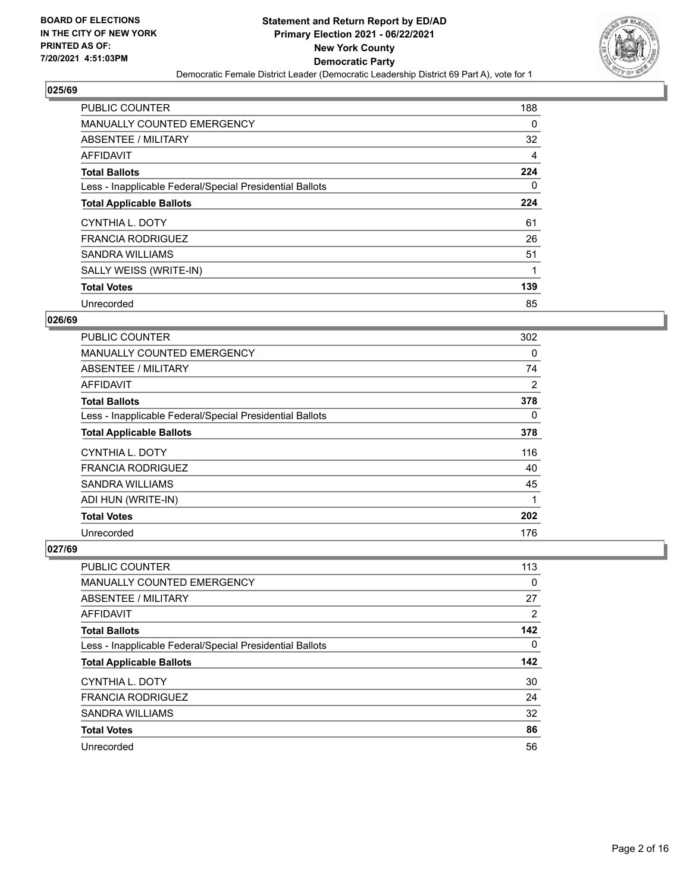**BOARD OF ELECTIONS IN THE CITY OF NEW YORK PRINTED AS OF: 7/20/2021 4:51:03PM**

# Statement and Return Report by ED/AD
## Primary Election 2021 - 06/22/2021
## New York County
## Democratic Party
Democratic Female District Leader (Democratic Leadership District 69 Part A), vote for 1

### 025/69

| | |
|---|---|
| PUBLIC COUNTER | 188 |
| MANUALLY COUNTED EMERGENCY | 0 |
| ABSENTEE / MILITARY | 32 |
| AFFIDAVIT | 4 |
| **Total Ballots** | **224** |
| Less - Inapplicable Federal/Special Presidential Ballots | 0 |
| **Total Applicable Ballots** | **224** |
| CYNTHIA L. DOTY | 61 |
| FRANCIA RODRIGUEZ | 26 |
| SANDRA WILLIAMS | 51 |
| SALLY WEISS (WRITE-IN) | 1 |
| **Total Votes** | **139** |
| Unrecorded | 85 |

### 026/69

| | |
|---|---|
| PUBLIC COUNTER | 302 |
| MANUALLY COUNTED EMERGENCY | 0 |
| ABSENTEE / MILITARY | 74 |
| AFFIDAVIT | 2 |
| **Total Ballots** | **378** |
| Less - Inapplicable Federal/Special Presidential Ballots | 0 |
| **Total Applicable Ballots** | **378** |
| CYNTHIA L. DOTY | 116 |
| FRANCIA RODRIGUEZ | 40 |
| SANDRA WILLIAMS | 45 |
| ADI HUN (WRITE-IN) | 1 |
| **Total Votes** | **202** |
| Unrecorded | 176 |

### 027/69

| | |
|---|---|
| PUBLIC COUNTER | 113 |
| MANUALLY COUNTED EMERGENCY | 0 |
| ABSENTEE / MILITARY | 27 |
| AFFIDAVIT | 2 |
| **Total Ballots** | **142** |
| Less - Inapplicable Federal/Special Presidential Ballots | 0 |
| **Total Applicable Ballots** | **142** |
| CYNTHIA L. DOTY | 30 |
| FRANCIA RODRIGUEZ | 24 |
| SANDRA WILLIAMS | 32 |
| **Total Votes** | **86** |
| Unrecorded | 56 |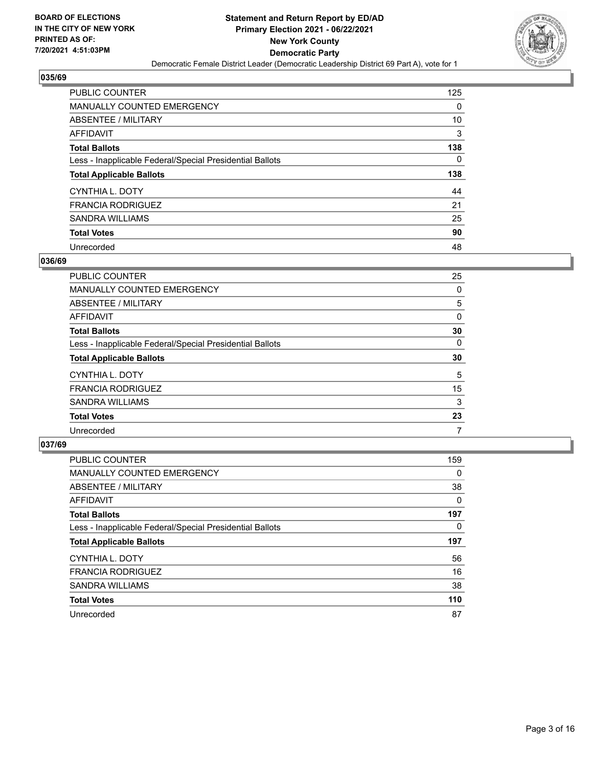**BOARD OF ELECTIONS IN THE CITY OF NEW YORK PRINTED AS OF: 7/20/2021 4:51:03PM**

**Statement and Return Report by ED/AD Primary Election 2021 - 06/22/2021 New York County Democratic Party**

Democratic Female District Leader (Democratic Leadership District 69 Part A), vote for 1

### 035/69

| | |
|---|---|
| PUBLIC COUNTER | 125 |
| MANUALLY COUNTED EMERGENCY | 0 |
| ABSENTEE / MILITARY | 10 |
| AFFIDAVIT | 3 |
| **Total Ballots** | **138** |
| Less - Inapplicable Federal/Special Presidential Ballots | 0 |
| **Total Applicable Ballots** | **138** |
| CYNTHIA L. DOTY | 44 |
| FRANCIA RODRIGUEZ | 21 |
| SANDRA WILLIAMS | 25 |
| **Total Votes** | **90** |
| Unrecorded | 48 |

### 036/69

| | |
|---|---|
| PUBLIC COUNTER | 25 |
| MANUALLY COUNTED EMERGENCY | 0 |
| ABSENTEE / MILITARY | 5 |
| AFFIDAVIT | 0 |
| **Total Ballots** | **30** |
| Less - Inapplicable Federal/Special Presidential Ballots | 0 |
| **Total Applicable Ballots** | **30** |
| CYNTHIA L. DOTY | 5 |
| FRANCIA RODRIGUEZ | 15 |
| SANDRA WILLIAMS | 3 |
| **Total Votes** | **23** |
| Unrecorded | 7 |

### 037/69

| | |
|---|---|
| PUBLIC COUNTER | 159 |
| MANUALLY COUNTED EMERGENCY | 0 |
| ABSENTEE / MILITARY | 38 |
| AFFIDAVIT | 0 |
| **Total Ballots** | **197** |
| Less - Inapplicable Federal/Special Presidential Ballots | 0 |
| **Total Applicable Ballots** | **197** |
| CYNTHIA L. DOTY | 56 |
| FRANCIA RODRIGUEZ | 16 |
| SANDRA WILLIAMS | 38 |
| **Total Votes** | **110** |
| Unrecorded | 87 |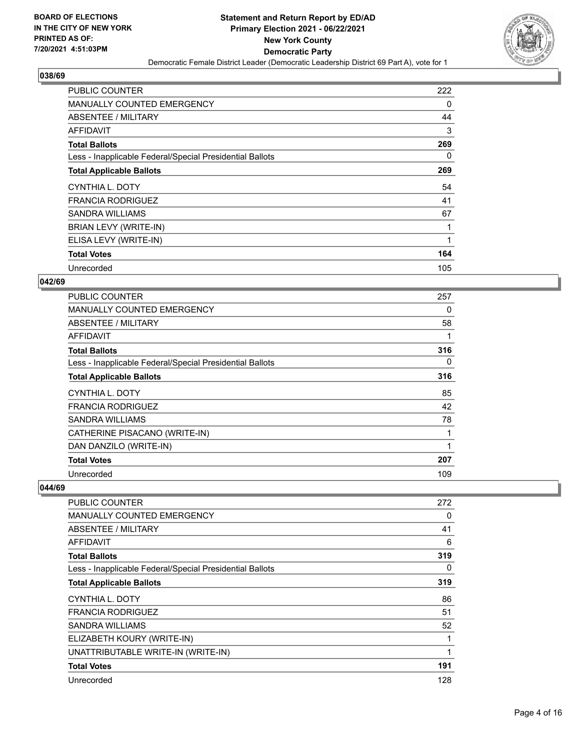**BOARD OF ELECTIONS IN THE CITY OF NEW YORK PRINTED AS OF: 7/20/2021 4:51:03PM**

**Statement and Return Report by ED/AD**
**Primary Election 2021 - 06/22/2021**
**New York County**
**Democratic Party**
Democratic Female District Leader (Democratic Leadership District 69 Part A), vote for 1

## 038/69

| | |
|---|---|
| PUBLIC COUNTER | 222 |
| MANUALLY COUNTED EMERGENCY | 0 |
| ABSENTEE / MILITARY | 44 |
| AFFIDAVIT | 3 |
| **Total Ballots** | **269** |
| Less - Inapplicable Federal/Special Presidential Ballots | 0 |
| **Total Applicable Ballots** | **269** |
| CYNTHIA L. DOTY | 54 |
| FRANCIA RODRIGUEZ | 41 |
| SANDRA WILLIAMS | 67 |
| BRIAN LEVY (WRITE-IN) | 1 |
| ELISA LEVY (WRITE-IN) | 1 |
| **Total Votes** | **164** |
| Unrecorded | 105 |

## 042/69

| | |
|---|---|
| PUBLIC COUNTER | 257 |
| MANUALLY COUNTED EMERGENCY | 0 |
| ABSENTEE / MILITARY | 58 |
| AFFIDAVIT | 1 |
| **Total Ballots** | **316** |
| Less - Inapplicable Federal/Special Presidential Ballots | 0 |
| **Total Applicable Ballots** | **316** |
| CYNTHIA L. DOTY | 85 |
| FRANCIA RODRIGUEZ | 42 |
| SANDRA WILLIAMS | 78 |
| CATHERINE PISACANO (WRITE-IN) | 1 |
| DAN DANZILO (WRITE-IN) | 1 |
| **Total Votes** | **207** |
| Unrecorded | 109 |

## 044/69

| | |
|---|---|
| PUBLIC COUNTER | 272 |
| MANUALLY COUNTED EMERGENCY | 0 |
| ABSENTEE / MILITARY | 41 |
| AFFIDAVIT | 6 |
| **Total Ballots** | **319** |
| Less - Inapplicable Federal/Special Presidential Ballots | 0 |
| **Total Applicable Ballots** | **319** |
| CYNTHIA L. DOTY | 86 |
| FRANCIA RODRIGUEZ | 51 |
| SANDRA WILLIAMS | 52 |
| ELIZABETH KOURY (WRITE-IN) | 1 |
| UNATTRIBUTABLE WRITE-IN (WRITE-IN) | 1 |
| **Total Votes** | **191** |
| Unrecorded | 128 |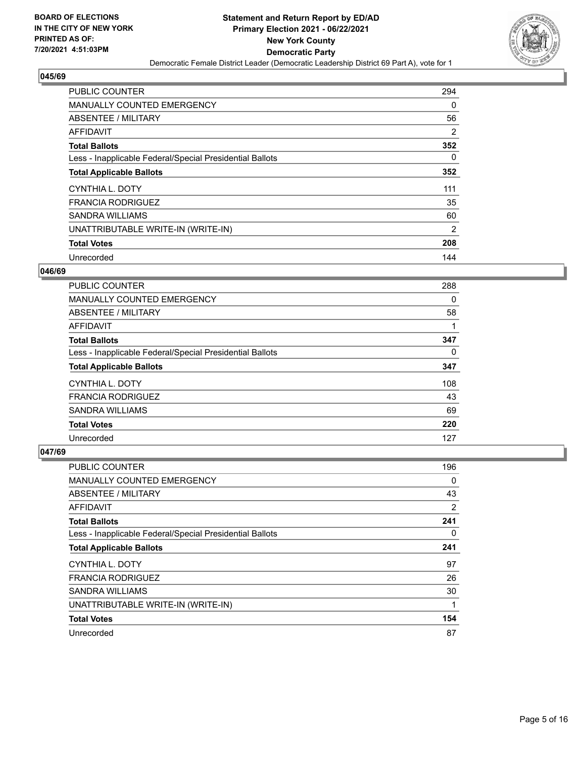**BOARD OF ELECTIONS IN THE CITY OF NEW YORK PRINTED AS OF: 7/20/2021 4:51:03PM**

**Statement and Return Report by ED/AD Primary Election 2021 - 06/22/2021 New York County Democratic Party**

Democratic Female District Leader (Democratic Leadership District 69 Part A), vote for 1

### 045/69

| | |
|---|---|
| PUBLIC COUNTER | 294 |
| MANUALLY COUNTED EMERGENCY | 0 |
| ABSENTEE / MILITARY | 56 |
| AFFIDAVIT | 2 |
| **Total Ballots** | **352** |
| Less - Inapplicable Federal/Special Presidential Ballots | 0 |
| **Total Applicable Ballots** | **352** |
| CYNTHIA L. DOTY | 111 |
| FRANCIA RODRIGUEZ | 35 |
| SANDRA WILLIAMS | 60 |
| UNATTRIBUTABLE WRITE-IN (WRITE-IN) | 2 |
| **Total Votes** | **208** |
| Unrecorded | 144 |

### 046/69

| | |
|---|---|
| PUBLIC COUNTER | 288 |
| MANUALLY COUNTED EMERGENCY | 0 |
| ABSENTEE / MILITARY | 58 |
| AFFIDAVIT | 1 |
| **Total Ballots** | **347** |
| Less - Inapplicable Federal/Special Presidential Ballots | 0 |
| **Total Applicable Ballots** | **347** |
| CYNTHIA L. DOTY | 108 |
| FRANCIA RODRIGUEZ | 43 |
| SANDRA WILLIAMS | 69 |
| **Total Votes** | **220** |
| Unrecorded | 127 |

### 047/69

| | |
|---|---|
| PUBLIC COUNTER | 196 |
| MANUALLY COUNTED EMERGENCY | 0 |
| ABSENTEE / MILITARY | 43 |
| AFFIDAVIT | 2 |
| **Total Ballots** | **241** |
| Less - Inapplicable Federal/Special Presidential Ballots | 0 |
| **Total Applicable Ballots** | **241** |
| CYNTHIA L. DOTY | 97 |
| FRANCIA RODRIGUEZ | 26 |
| SANDRA WILLIAMS | 30 |
| UNATTRIBUTABLE WRITE-IN (WRITE-IN) | 1 |
| **Total Votes** | **154** |
| Unrecorded | 87 |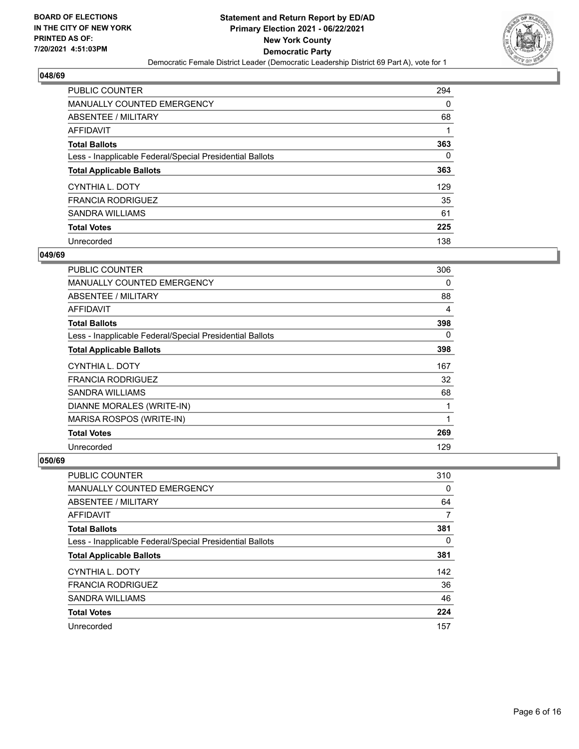**BOARD OF ELECTIONS IN THE CITY OF NEW YORK PRINTED AS OF: 7/20/2021 4:51:03PM**

**Statement and Return Report by ED/AD Primary Election 2021 - 06/22/2021 New York County Democratic Party**

Democratic Female District Leader (Democratic Leadership District 69 Part A), vote for 1

## 048/69

| | |
|---|---|
| PUBLIC COUNTER | 294 |
| MANUALLY COUNTED EMERGENCY | 0 |
| ABSENTEE / MILITARY | 68 |
| AFFIDAVIT | 1 |
| **Total Ballots** | **363** |
| Less - Inapplicable Federal/Special Presidential Ballots | 0 |
| **Total Applicable Ballots** | **363** |
| CYNTHIA L. DOTY | 129 |
| FRANCIA RODRIGUEZ | 35 |
| SANDRA WILLIAMS | 61 |
| **Total Votes** | **225** |
| Unrecorded | 138 |

## 049/69

| | |
|---|---|
| PUBLIC COUNTER | 306 |
| MANUALLY COUNTED EMERGENCY | 0 |
| ABSENTEE / MILITARY | 88 |
| AFFIDAVIT | 4 |
| **Total Ballots** | **398** |
| Less - Inapplicable Federal/Special Presidential Ballots | 0 |
| **Total Applicable Ballots** | **398** |
| CYNTHIA L. DOTY | 167 |
| FRANCIA RODRIGUEZ | 32 |
| SANDRA WILLIAMS | 68 |
| DIANNE MORALES (WRITE-IN) | 1 |
| MARISA ROSPOS (WRITE-IN) | 1 |
| **Total Votes** | **269** |
| Unrecorded | 129 |

## 050/69

| | |
|---|---|
| PUBLIC COUNTER | 310 |
| MANUALLY COUNTED EMERGENCY | 0 |
| ABSENTEE / MILITARY | 64 |
| AFFIDAVIT | 7 |
| **Total Ballots** | **381** |
| Less - Inapplicable Federal/Special Presidential Ballots | 0 |
| **Total Applicable Ballots** | **381** |
| CYNTHIA L. DOTY | 142 |
| FRANCIA RODRIGUEZ | 36 |
| SANDRA WILLIAMS | 46 |
| **Total Votes** | **224** |
| Unrecorded | 157 |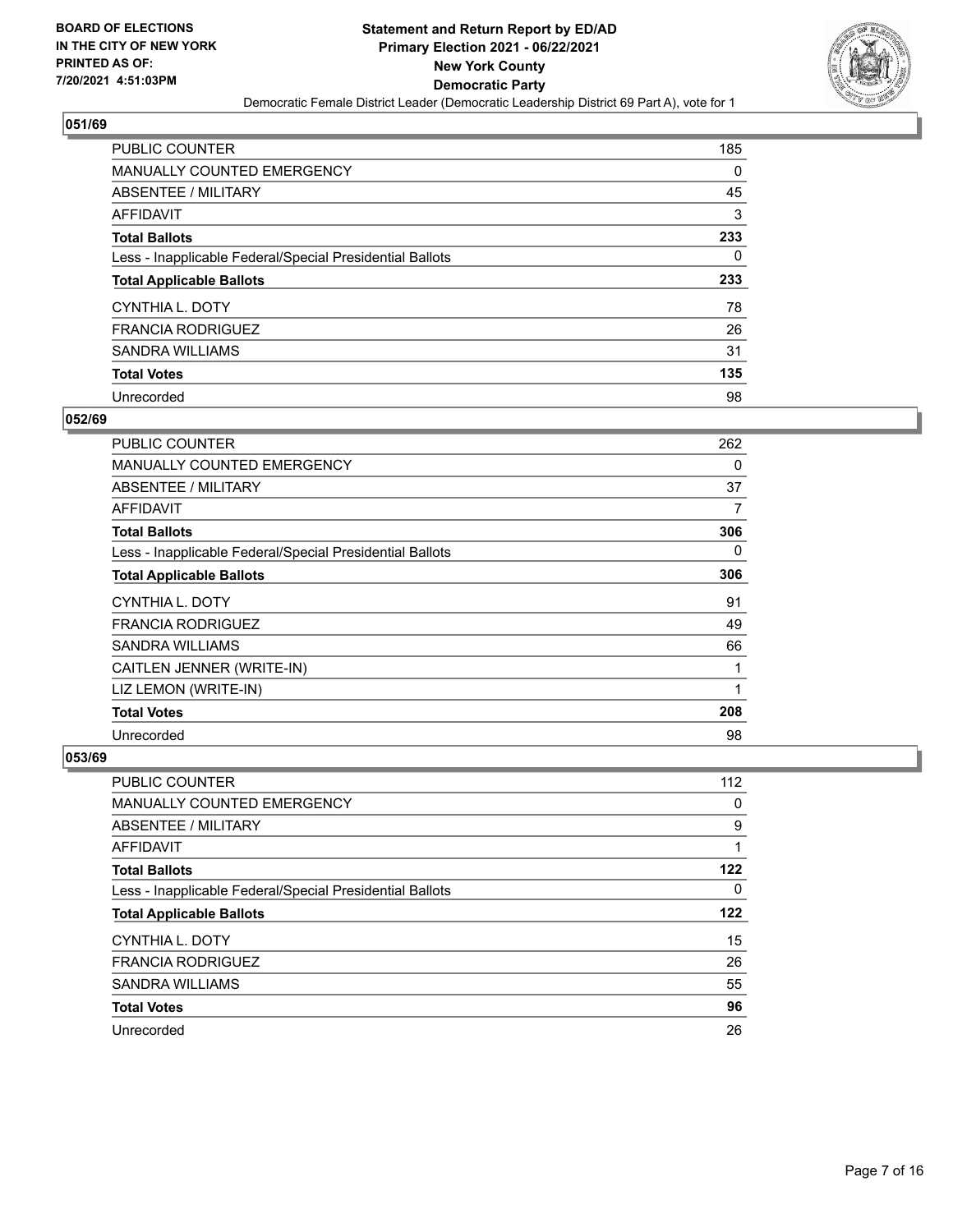BOARD OF ELECTIONS
IN THE CITY OF NEW YORK
PRINTED AS OF:
7/20/2021 4:51:03PM

**Statement and Return Report by ED/AD**
**Primary Election 2021 - 06/22/2021**
**New York County**
**Democratic Party**
Democratic Female District Leader (Democratic Leadership District 69 Part A), vote for 1

## 051/69

| | |
|---|---|
| PUBLIC COUNTER | 185 |
| MANUALLY COUNTED EMERGENCY | 0 |
| ABSENTEE / MILITARY | 45 |
| AFFIDAVIT | 3 |
| **Total Ballots** | **233** |
| Less - Inapplicable Federal/Special Presidential Ballots | 0 |
| **Total Applicable Ballots** | **233** |
| CYNTHIA L. DOTY | 78 |
| FRANCIA RODRIGUEZ | 26 |
| SANDRA WILLIAMS | 31 |
| **Total Votes** | **135** |
| Unrecorded | 98 |

## 052/69

| | |
|---|---|
| PUBLIC COUNTER | 262 |
| MANUALLY COUNTED EMERGENCY | 0 |
| ABSENTEE / MILITARY | 37 |
| AFFIDAVIT | 7 |
| **Total Ballots** | **306** |
| Less - Inapplicable Federal/Special Presidential Ballots | 0 |
| **Total Applicable Ballots** | **306** |
| CYNTHIA L. DOTY | 91 |
| FRANCIA RODRIGUEZ | 49 |
| SANDRA WILLIAMS | 66 |
| CAITLEN JENNER (WRITE-IN) | 1 |
| LIZ LEMON (WRITE-IN) | 1 |
| **Total Votes** | **208** |
| Unrecorded | 98 |

## 053/69

| | |
|---|---|
| PUBLIC COUNTER | 112 |
| MANUALLY COUNTED EMERGENCY | 0 |
| ABSENTEE / MILITARY | 9 |
| AFFIDAVIT | 1 |
| **Total Ballots** | **122** |
| Less - Inapplicable Federal/Special Presidential Ballots | 0 |
| **Total Applicable Ballots** | **122** |
| CYNTHIA L. DOTY | 15 |
| FRANCIA RODRIGUEZ | 26 |
| SANDRA WILLIAMS | 55 |
| **Total Votes** | **96** |
| Unrecorded | 26 |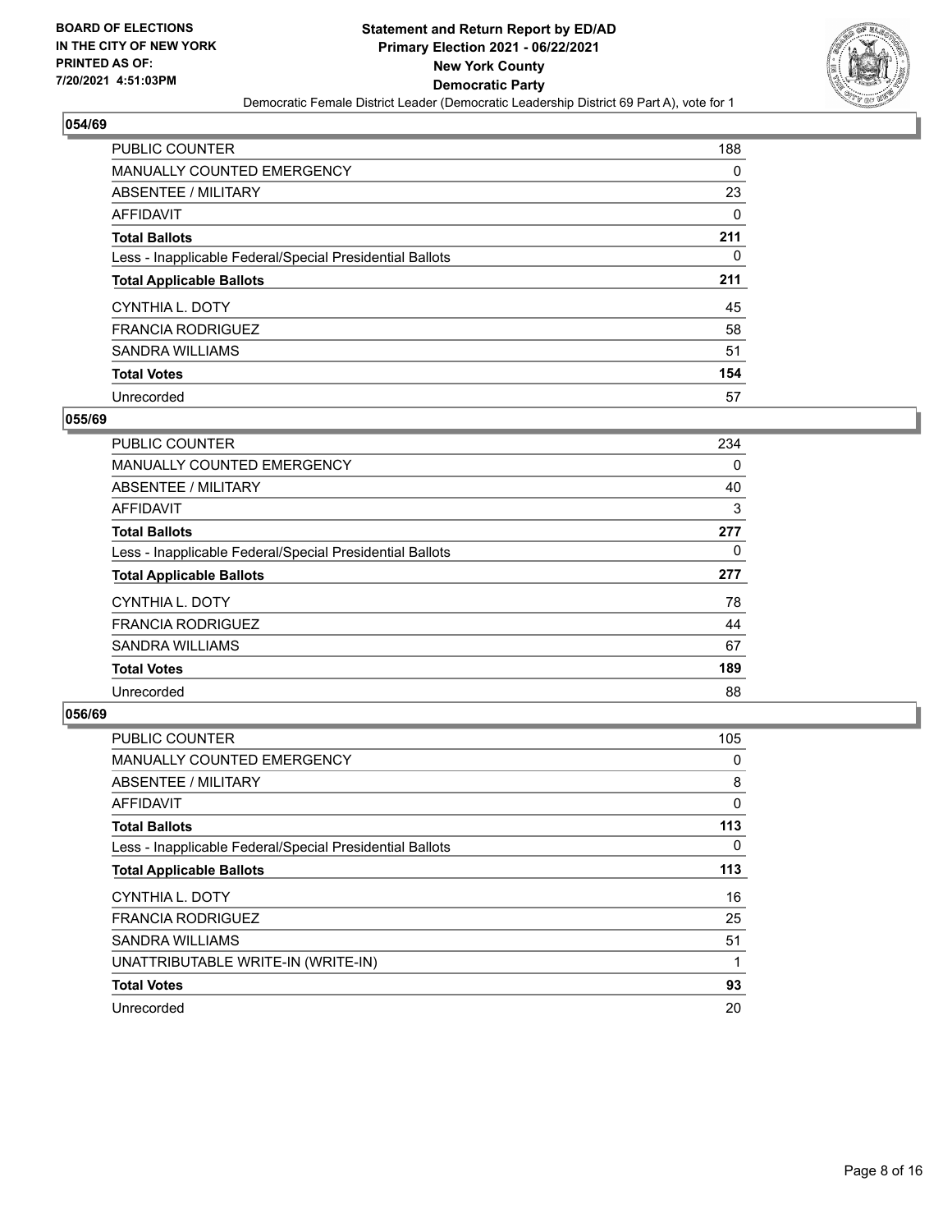## 054/69

| | |
|---|---|
| PUBLIC COUNTER | 188 |
| MANUALLY COUNTED EMERGENCY | 0 |
| ABSENTEE / MILITARY | 23 |
| AFFIDAVIT | 0 |
| **Total Ballots** | **211** |
| Less - Inapplicable Federal/Special Presidential Ballots | 0 |
| **Total Applicable Ballots** | **211** |
| CYNTHIA L. DOTY | 45 |
| FRANCIA RODRIGUEZ | 58 |
| SANDRA WILLIAMS | 51 |
| **Total Votes** | **154** |
| Unrecorded | 57 |

## 055/69

| | |
|---|---|
| PUBLIC COUNTER | 234 |
| MANUALLY COUNTED EMERGENCY | 0 |
| ABSENTEE / MILITARY | 40 |
| AFFIDAVIT | 3 |
| **Total Ballots** | **277** |
| Less - Inapplicable Federal/Special Presidential Ballots | 0 |
| **Total Applicable Ballots** | **277** |
| CYNTHIA L. DOTY | 78 |
| FRANCIA RODRIGUEZ | 44 |
| SANDRA WILLIAMS | 67 |
| **Total Votes** | **189** |
| Unrecorded | 88 |

## 056/69

| | |
|---|---|
| PUBLIC COUNTER | 105 |
| MANUALLY COUNTED EMERGENCY | 0 |
| ABSENTEE / MILITARY | 8 |
| AFFIDAVIT | 0 |
| **Total Ballots** | **113** |
| Less - Inapplicable Federal/Special Presidential Ballots | 0 |
| **Total Applicable Ballots** | **113** |
| CYNTHIA L. DOTY | 16 |
| FRANCIA RODRIGUEZ | 25 |
| SANDRA WILLIAMS | 51 |
| UNATTRIBUTABLE WRITE-IN (WRITE-IN) | 1 |
| **Total Votes** | **93** |
| Unrecorded | 20 |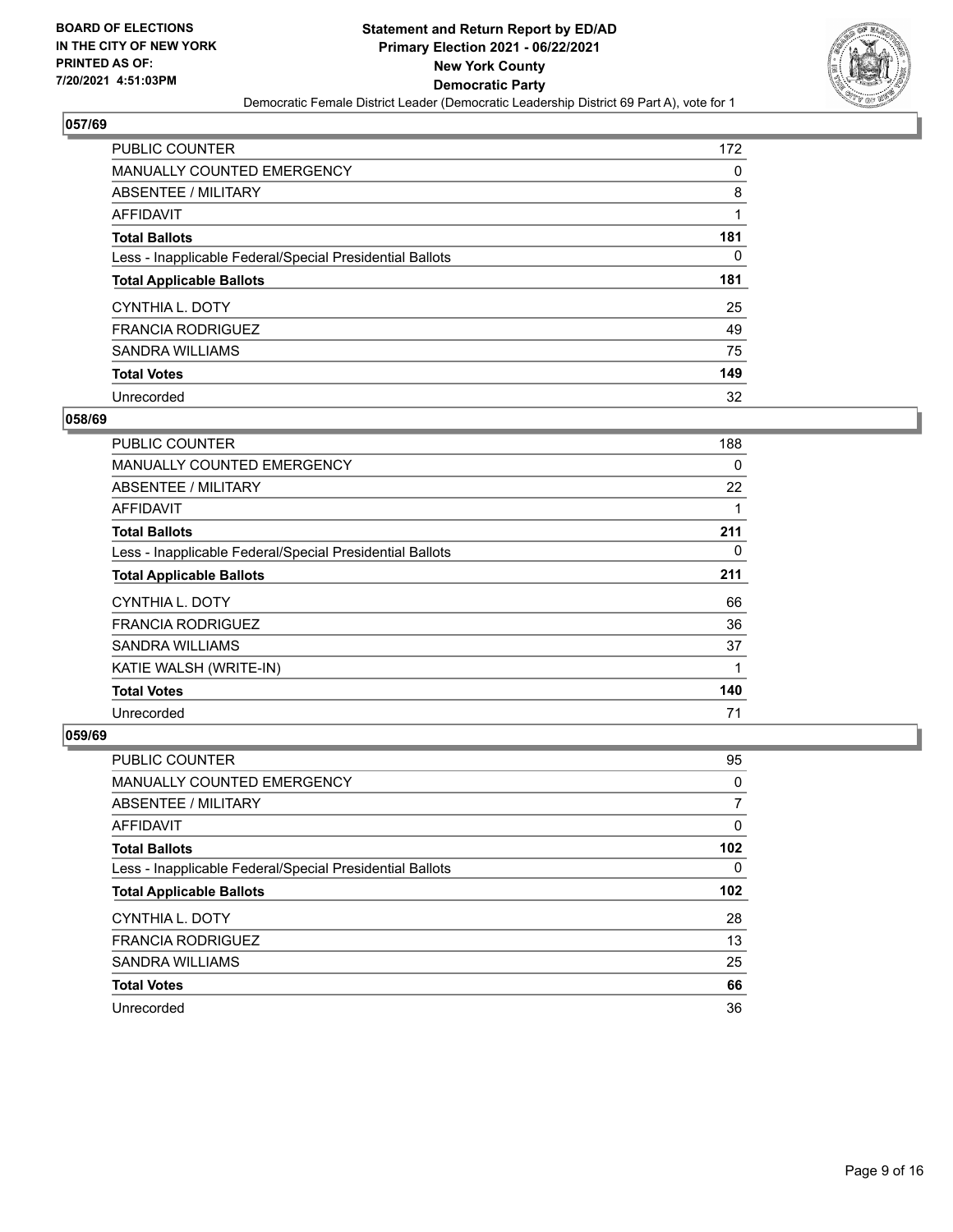BOARD OF ELECTIONS
IN THE CITY OF NEW YORK
PRINTED AS OF:
7/20/2021 4:51:03PM

**Statement and Return Report by ED/AD**
**Primary Election 2021 - 06/22/2021**
**New York County**
**Democratic Party**
Democratic Female District Leader (Democratic Leadership District 69 Part A), vote for 1

## 057/69

| | |
|---|---|
| PUBLIC COUNTER | 172 |
| MANUALLY COUNTED EMERGENCY | 0 |
| ABSENTEE / MILITARY | 8 |
| AFFIDAVIT | 1 |
| **Total Ballots** | **181** |
| Less - Inapplicable Federal/Special Presidential Ballots | 0 |
| **Total Applicable Ballots** | **181** |
| CYNTHIA L. DOTY | 25 |
| FRANCIA RODRIGUEZ | 49 |
| SANDRA WILLIAMS | 75 |
| **Total Votes** | **149** |
| Unrecorded | 32 |

## 058/69

| | |
|---|---|
| PUBLIC COUNTER | 188 |
| MANUALLY COUNTED EMERGENCY | 0 |
| ABSENTEE / MILITARY | 22 |
| AFFIDAVIT | 1 |
| **Total Ballots** | **211** |
| Less - Inapplicable Federal/Special Presidential Ballots | 0 |
| **Total Applicable Ballots** | **211** |
| CYNTHIA L. DOTY | 66 |
| FRANCIA RODRIGUEZ | 36 |
| SANDRA WILLIAMS | 37 |
| KATIE WALSH (WRITE-IN) | 1 |
| **Total Votes** | **140** |
| Unrecorded | 71 |

## 059/69

| | |
|---|---|
| PUBLIC COUNTER | 95 |
| MANUALLY COUNTED EMERGENCY | 0 |
| ABSENTEE / MILITARY | 7 |
| AFFIDAVIT | 0 |
| **Total Ballots** | **102** |
| Less - Inapplicable Federal/Special Presidential Ballots | 0 |
| **Total Applicable Ballots** | **102** |
| CYNTHIA L. DOTY | 28 |
| FRANCIA RODRIGUEZ | 13 |
| SANDRA WILLIAMS | 25 |
| **Total Votes** | **66** |
| Unrecorded | 36 |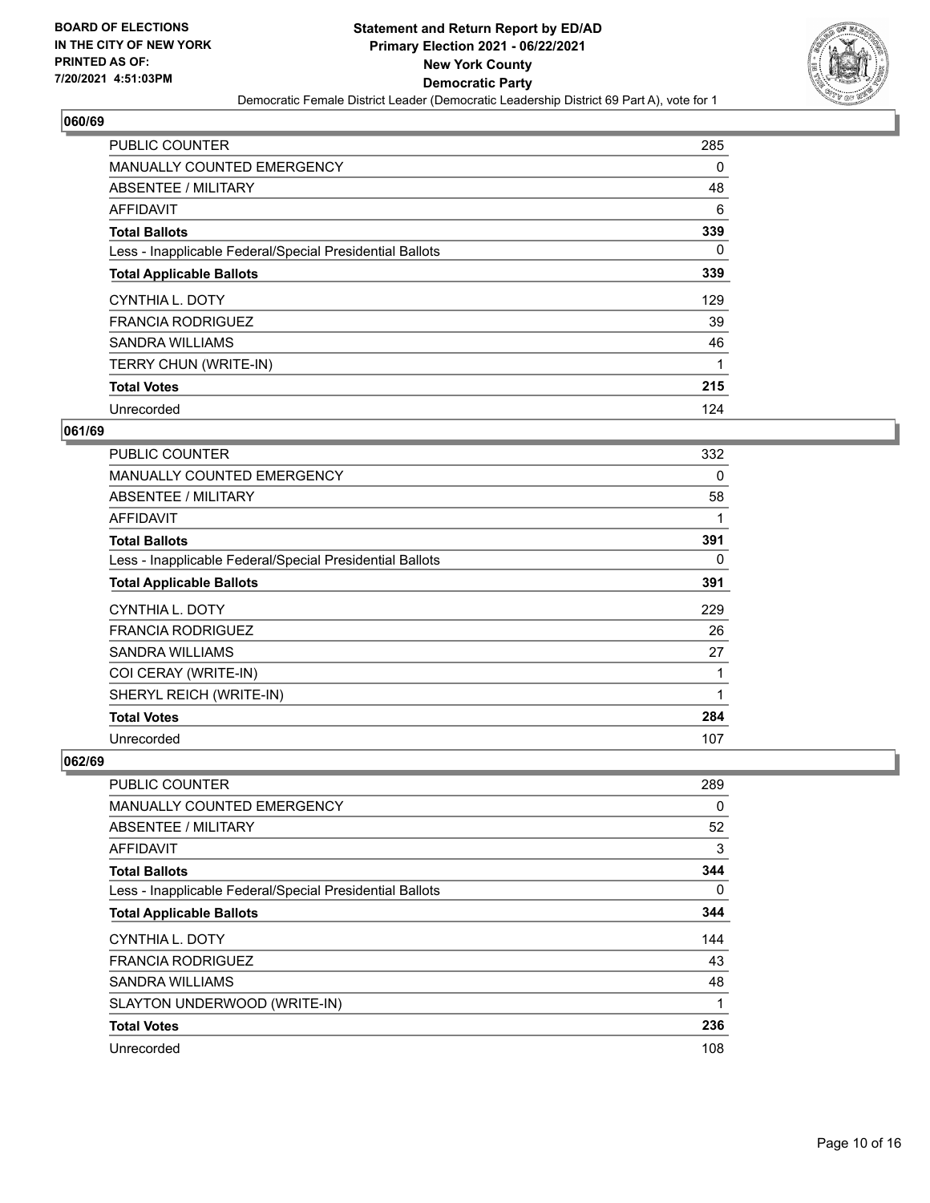BOARD OF ELECTIONS
IN THE CITY OF NEW YORK
PRINTED AS OF:
7/20/2021 4:51:03PM

**Statement and Return Report by ED/AD**
**Primary Election 2021 - 06/22/2021**
**New York County**
**Democratic Party**
Democratic Female District Leader (Democratic Leadership District 69 Part A), vote for 1

## 060/69

| | |
|---|---|
| PUBLIC COUNTER | 285 |
| MANUALLY COUNTED EMERGENCY | 0 |
| ABSENTEE / MILITARY | 48 |
| AFFIDAVIT | 6 |
| **Total Ballots** | **339** |
| Less - Inapplicable Federal/Special Presidential Ballots | 0 |
| **Total Applicable Ballots** | **339** |
| CYNTHIA L. DOTY | 129 |
| FRANCIA RODRIGUEZ | 39 |
| SANDRA WILLIAMS | 46 |
| TERRY CHUN (WRITE-IN) | 1 |
| **Total Votes** | **215** |
| Unrecorded | 124 |

## 061/69

| | |
|---|---|
| PUBLIC COUNTER | 332 |
| MANUALLY COUNTED EMERGENCY | 0 |
| ABSENTEE / MILITARY | 58 |
| AFFIDAVIT | 1 |
| **Total Ballots** | **391** |
| Less - Inapplicable Federal/Special Presidential Ballots | 0 |
| **Total Applicable Ballots** | **391** |
| CYNTHIA L. DOTY | 229 |
| FRANCIA RODRIGUEZ | 26 |
| SANDRA WILLIAMS | 27 |
| COI CERAY (WRITE-IN) | 1 |
| SHERYL REICH (WRITE-IN) | 1 |
| **Total Votes** | **284** |
| Unrecorded | 107 |

## 062/69

| | |
|---|---|
| PUBLIC COUNTER | 289 |
| MANUALLY COUNTED EMERGENCY | 0 |
| ABSENTEE / MILITARY | 52 |
| AFFIDAVIT | 3 |
| **Total Ballots** | **344** |
| Less - Inapplicable Federal/Special Presidential Ballots | 0 |
| **Total Applicable Ballots** | **344** |
| CYNTHIA L. DOTY | 144 |
| FRANCIA RODRIGUEZ | 43 |
| SANDRA WILLIAMS | 48 |
| SLAYTON UNDERWOOD (WRITE-IN) | 1 |
| **Total Votes** | **236** |
| Unrecorded | 108 |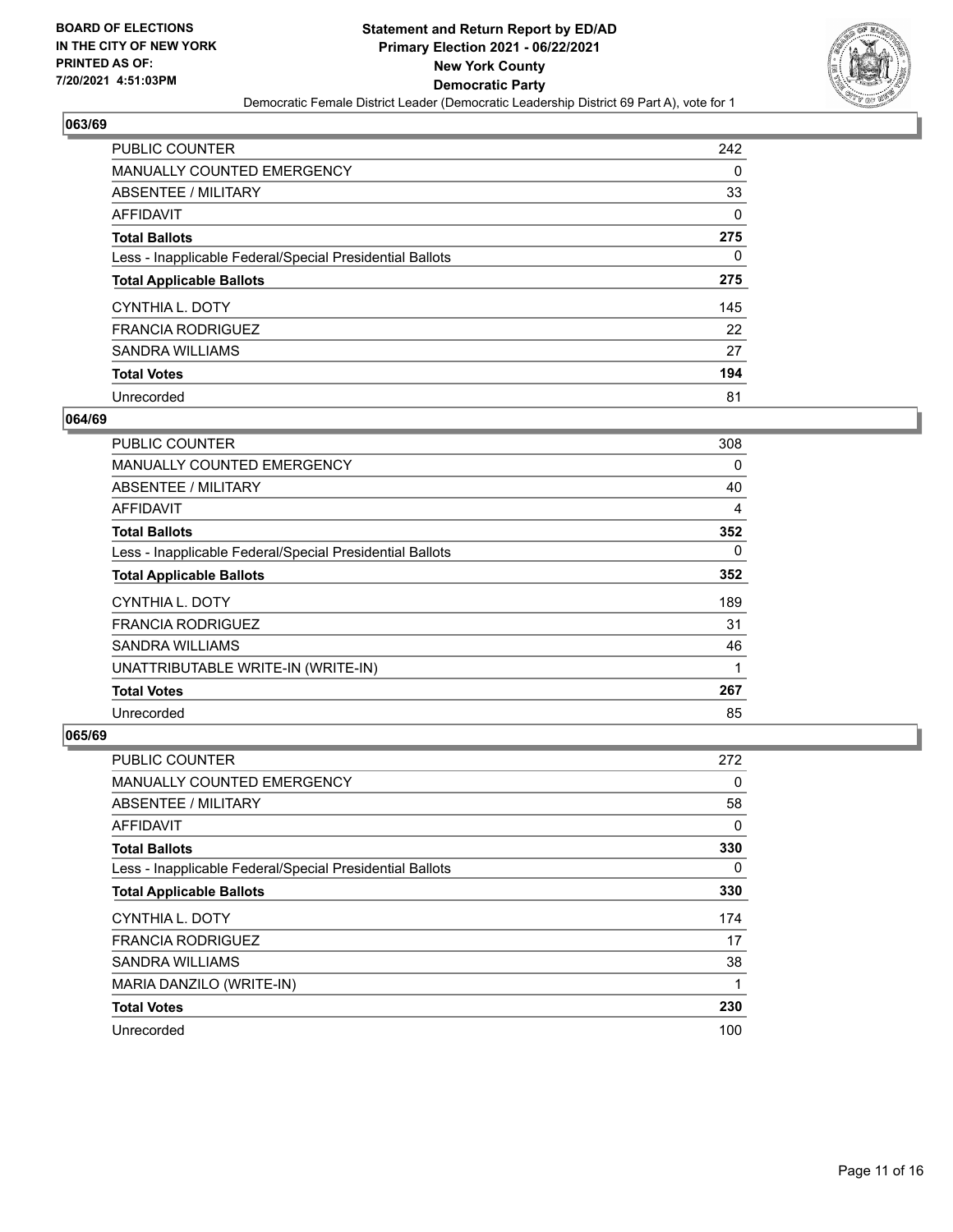**BOARD OF ELECTIONS IN THE CITY OF NEW YORK PRINTED AS OF: 7/20/2021 4:51:03PM**

**Statement and Return Report by ED/AD**
**Primary Election 2021 - 06/22/2021**
**New York County**
**Democratic Party**
Democratic Female District Leader (Democratic Leadership District 69 Part A), vote for 1

## 063/69

| | |
|---|---|
| PUBLIC COUNTER | 242 |
| MANUALLY COUNTED EMERGENCY | 0 |
| ABSENTEE / MILITARY | 33 |
| AFFIDAVIT | 0 |
| **Total Ballots** | **275** |
| Less - Inapplicable Federal/Special Presidential Ballots | 0 |
| **Total Applicable Ballots** | **275** |
| CYNTHIA L. DOTY | 145 |
| FRANCIA RODRIGUEZ | 22 |
| SANDRA WILLIAMS | 27 |
| **Total Votes** | **194** |
| Unrecorded | 81 |

## 064/69

| | |
|---|---|
| PUBLIC COUNTER | 308 |
| MANUALLY COUNTED EMERGENCY | 0 |
| ABSENTEE / MILITARY | 40 |
| AFFIDAVIT | 4 |
| **Total Ballots** | **352** |
| Less - Inapplicable Federal/Special Presidential Ballots | 0 |
| **Total Applicable Ballots** | **352** |
| CYNTHIA L. DOTY | 189 |
| FRANCIA RODRIGUEZ | 31 |
| SANDRA WILLIAMS | 46 |
| UNATTRIBUTABLE WRITE-IN (WRITE-IN) | 1 |
| **Total Votes** | **267** |
| Unrecorded | 85 |

## 065/69

| | |
|---|---|
| PUBLIC COUNTER | 272 |
| MANUALLY COUNTED EMERGENCY | 0 |
| ABSENTEE / MILITARY | 58 |
| AFFIDAVIT | 0 |
| **Total Ballots** | **330** |
| Less - Inapplicable Federal/Special Presidential Ballots | 0 |
| **Total Applicable Ballots** | **330** |
| CYNTHIA L. DOTY | 174 |
| FRANCIA RODRIGUEZ | 17 |
| SANDRA WILLIAMS | 38 |
| MARIA DANZILO (WRITE-IN) | 1 |
| **Total Votes** | **230** |
| Unrecorded | 100 |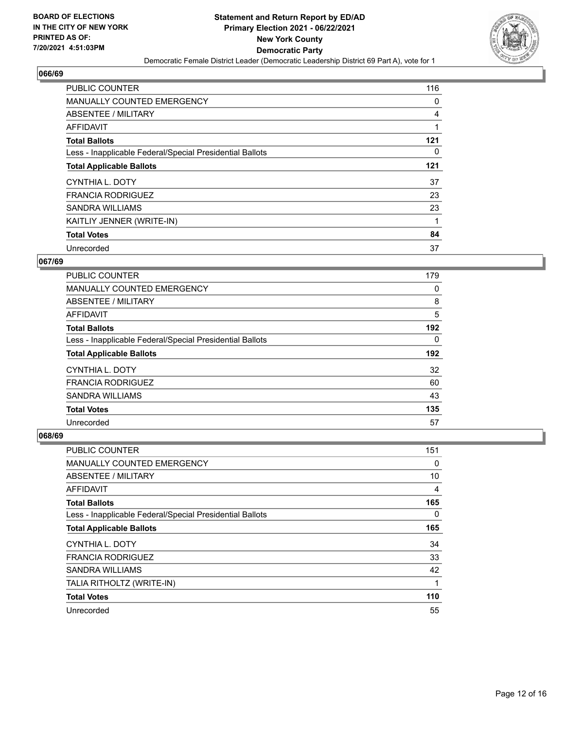**BOARD OF ELECTIONS IN THE CITY OF NEW YORK PRINTED AS OF: 7/20/2021 4:51:03PM**

**Statement and Return Report by ED/AD Primary Election 2021 - 06/22/2021 New York County Democratic Party**

Democratic Female District Leader (Democratic Leadership District 69 Part A), vote for 1

## 066/69

| | |
|---|---|
| PUBLIC COUNTER | 116 |
| MANUALLY COUNTED EMERGENCY | 0 |
| ABSENTEE / MILITARY | 4 |
| AFFIDAVIT | 1 |
| **Total Ballots** | **121** |
| Less - Inapplicable Federal/Special Presidential Ballots | 0 |
| **Total Applicable Ballots** | **121** |
| CYNTHIA L. DOTY | 37 |
| FRANCIA RODRIGUEZ | 23 |
| SANDRA WILLIAMS | 23 |
| KAITLIY JENNER (WRITE-IN) | 1 |
| **Total Votes** | **84** |
| Unrecorded | 37 |

## 067/69

| | |
|---|---|
| PUBLIC COUNTER | 179 |
| MANUALLY COUNTED EMERGENCY | 0 |
| ABSENTEE / MILITARY | 8 |
| AFFIDAVIT | 5 |
| **Total Ballots** | **192** |
| Less - Inapplicable Federal/Special Presidential Ballots | 0 |
| **Total Applicable Ballots** | **192** |
| CYNTHIA L. DOTY | 32 |
| FRANCIA RODRIGUEZ | 60 |
| SANDRA WILLIAMS | 43 |
| **Total Votes** | **135** |
| Unrecorded | 57 |

## 068/69

| | |
|---|---|
| PUBLIC COUNTER | 151 |
| MANUALLY COUNTED EMERGENCY | 0 |
| ABSENTEE / MILITARY | 10 |
| AFFIDAVIT | 4 |
| **Total Ballots** | **165** |
| Less - Inapplicable Federal/Special Presidential Ballots | 0 |
| **Total Applicable Ballots** | **165** |
| CYNTHIA L. DOTY | 34 |
| FRANCIA RODRIGUEZ | 33 |
| SANDRA WILLIAMS | 42 |
| TALIA RITHOLTZ (WRITE-IN) | 1 |
| **Total Votes** | **110** |
| Unrecorded | 55 |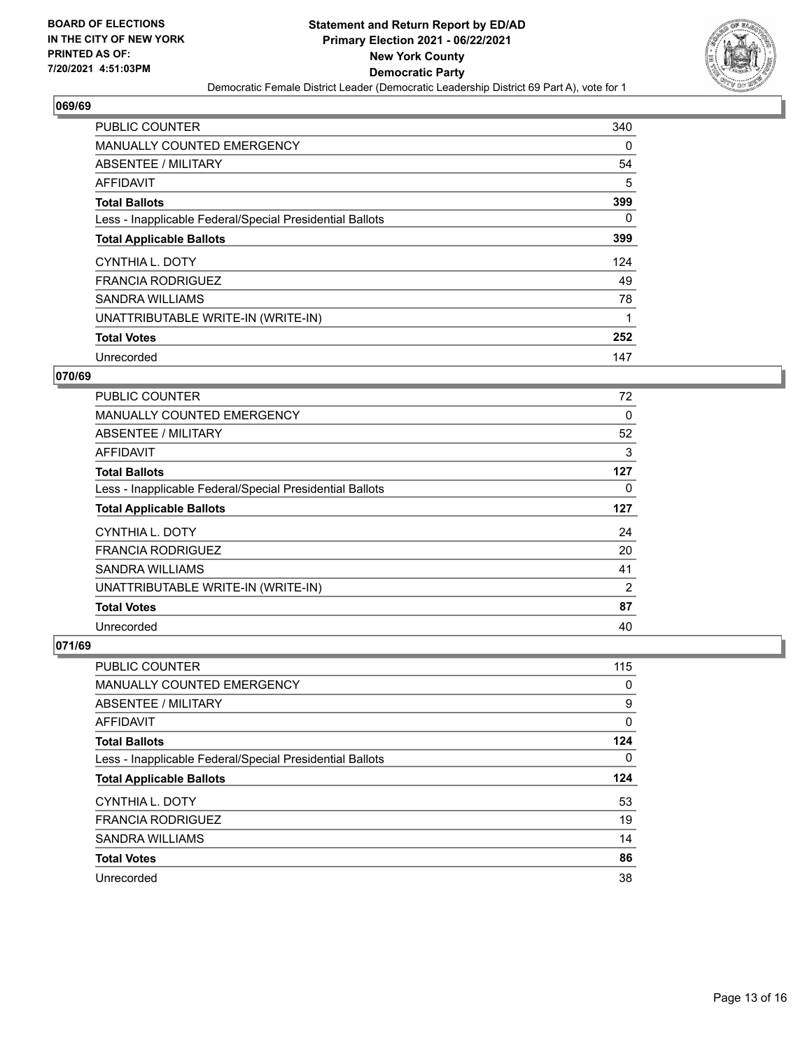## 069/69

| | |
|---|---|
| PUBLIC COUNTER | 340 |
| MANUALLY COUNTED EMERGENCY | 0 |
| ABSENTEE / MILITARY | 54 |
| AFFIDAVIT | 5 |
| **Total Ballots** | **399** |
| Less - Inapplicable Federal/Special Presidential Ballots | 0 |
| **Total Applicable Ballots** | **399** |
| CYNTHIA L. DOTY | 124 |
| FRANCIA RODRIGUEZ | 49 |
| SANDRA WILLIAMS | 78 |
| UNATTRIBUTABLE WRITE-IN (WRITE-IN) | 1 |
| **Total Votes** | **252** |
| Unrecorded | 147 |

## 070/69

| | |
|---|---|
| PUBLIC COUNTER | 72 |
| MANUALLY COUNTED EMERGENCY | 0 |
| ABSENTEE / MILITARY | 52 |
| AFFIDAVIT | 3 |
| **Total Ballots** | **127** |
| Less - Inapplicable Federal/Special Presidential Ballots | 0 |
| **Total Applicable Ballots** | **127** |
| CYNTHIA L. DOTY | 24 |
| FRANCIA RODRIGUEZ | 20 |
| SANDRA WILLIAMS | 41 |
| UNATTRIBUTABLE WRITE-IN (WRITE-IN) | 2 |
| **Total Votes** | **87** |
| Unrecorded | 40 |

## 071/69

| | |
|---|---|
| PUBLIC COUNTER | 115 |
| MANUALLY COUNTED EMERGENCY | 0 |
| ABSENTEE / MILITARY | 9 |
| AFFIDAVIT | 0 |
| **Total Ballots** | **124** |
| Less - Inapplicable Federal/Special Presidential Ballots | 0 |
| **Total Applicable Ballots** | **124** |
| CYNTHIA L. DOTY | 53 |
| FRANCIA RODRIGUEZ | 19 |
| SANDRA WILLIAMS | 14 |
| **Total Votes** | **86** |
| Unrecorded | 38 |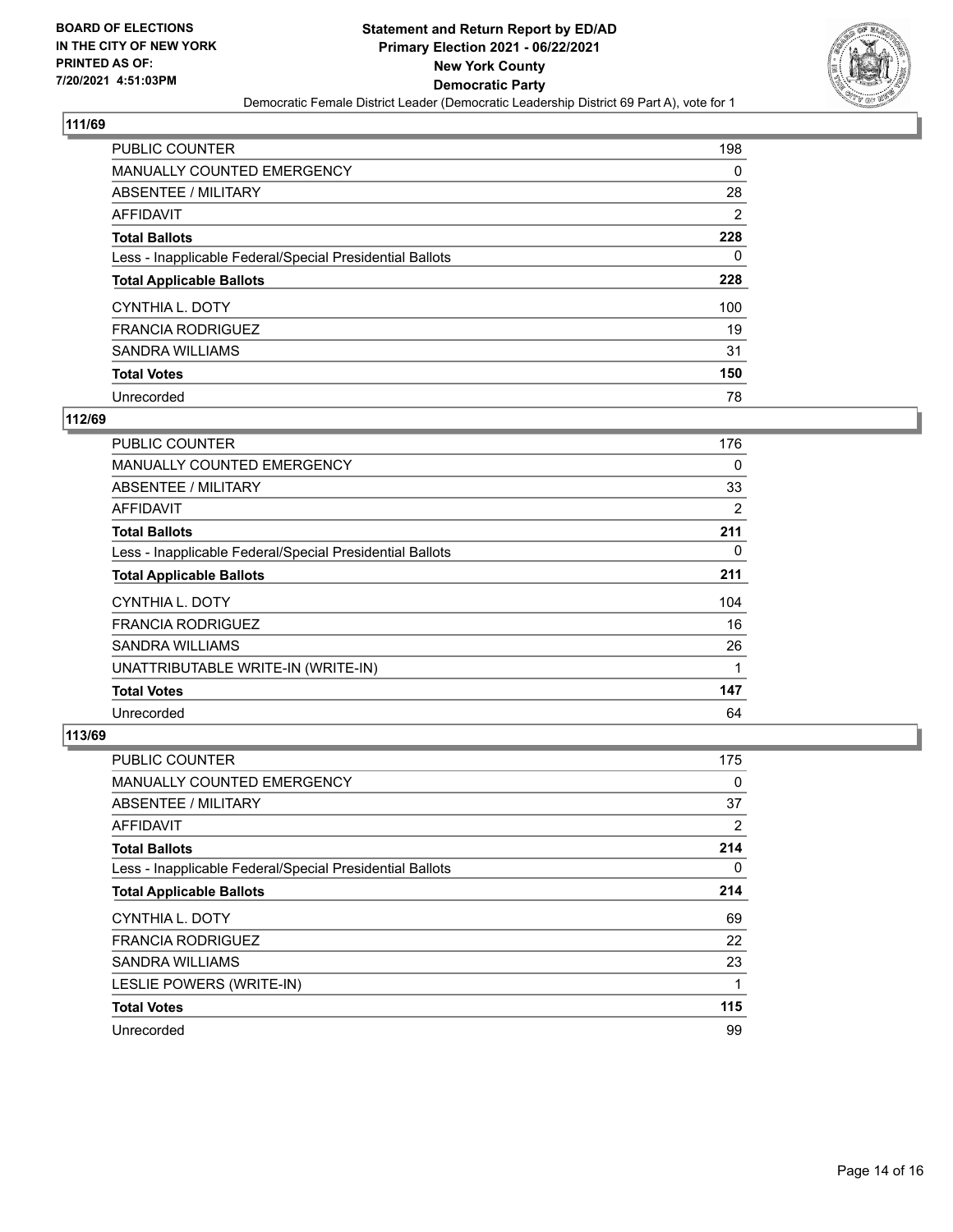## 111/69

| | |
|---|---|
| PUBLIC COUNTER | 198 |
| MANUALLY COUNTED EMERGENCY | 0 |
| ABSENTEE / MILITARY | 28 |
| AFFIDAVIT | 2 |
| **Total Ballots** | **228** |
| Less - Inapplicable Federal/Special Presidential Ballots | 0 |
| **Total Applicable Ballots** | **228** |
| CYNTHIA L. DOTY | 100 |
| FRANCIA RODRIGUEZ | 19 |
| SANDRA WILLIAMS | 31 |
| **Total Votes** | **150** |
| Unrecorded | 78 |

## 112/69

| | |
|---|---|
| PUBLIC COUNTER | 176 |
| MANUALLY COUNTED EMERGENCY | 0 |
| ABSENTEE / MILITARY | 33 |
| AFFIDAVIT | 2 |
| **Total Ballots** | **211** |
| Less - Inapplicable Federal/Special Presidential Ballots | 0 |
| **Total Applicable Ballots** | **211** |
| CYNTHIA L. DOTY | 104 |
| FRANCIA RODRIGUEZ | 16 |
| SANDRA WILLIAMS | 26 |
| UNATTRIBUTABLE WRITE-IN (WRITE-IN) | 1 |
| **Total Votes** | **147** |
| Unrecorded | 64 |

## 113/69

| | |
|---|---|
| PUBLIC COUNTER | 175 |
| MANUALLY COUNTED EMERGENCY | 0 |
| ABSENTEE / MILITARY | 37 |
| AFFIDAVIT | 2 |
| **Total Ballots** | **214** |
| Less - Inapplicable Federal/Special Presidential Ballots | 0 |
| **Total Applicable Ballots** | **214** |
| CYNTHIA L. DOTY | 69 |
| FRANCIA RODRIGUEZ | 22 |
| SANDRA WILLIAMS | 23 |
| LESLIE POWERS (WRITE-IN) | 1 |
| **Total Votes** | **115** |
| Unrecorded | 99 |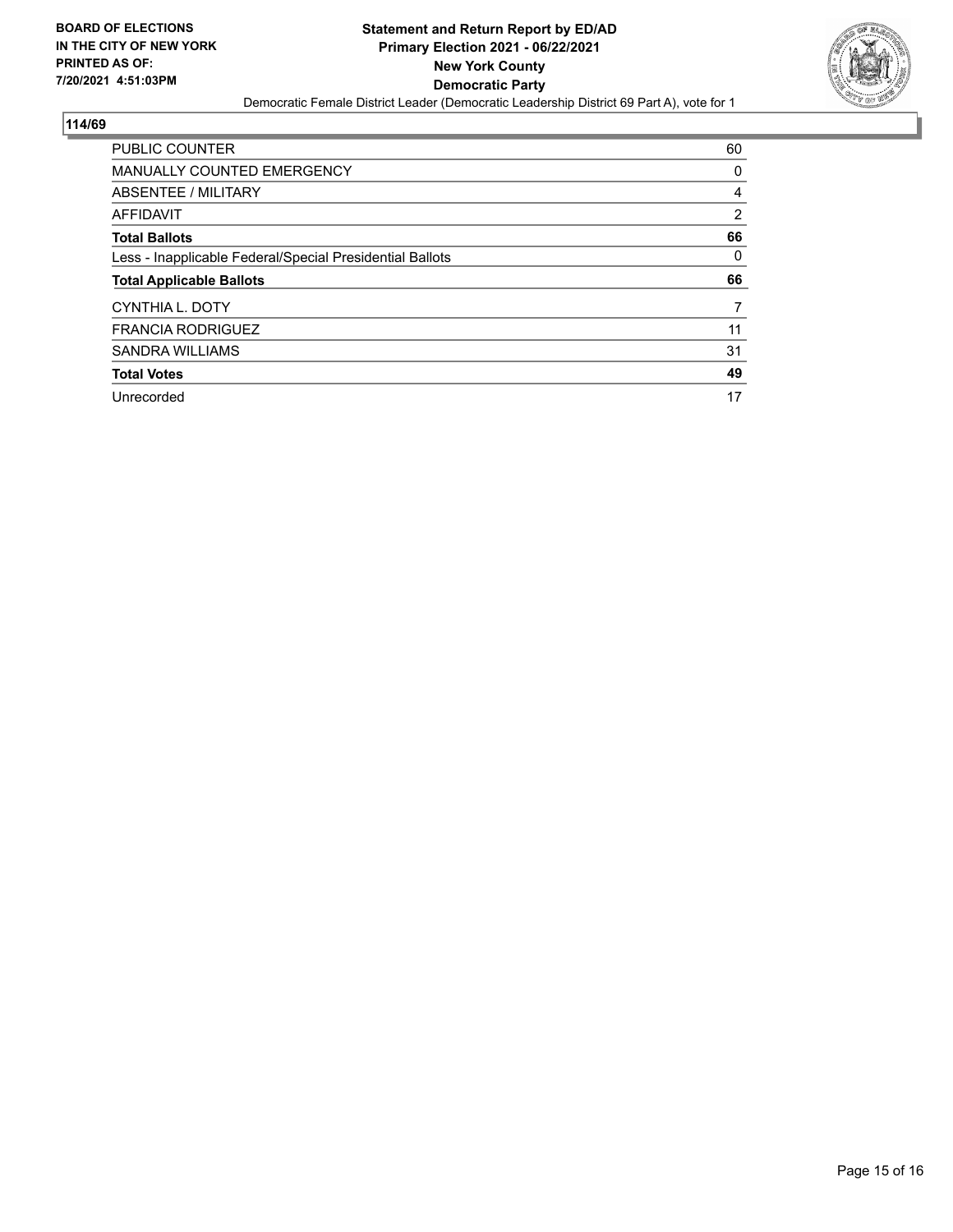**BOARD OF ELECTIONS IN THE CITY OF NEW YORK PRINTED AS OF: 7/20/2021 4:51:03PM**

**Statement and Return Report by ED/AD**
**Primary Election 2021 - 06/22/2021**
**New York County**
**Democratic Party**
Democratic Female District Leader (Democratic Leadership District 69 Part A), vote for 1

## 114/69

| | |
|---|---|
| PUBLIC COUNTER | 60 |
| MANUALLY COUNTED EMERGENCY | 0 |
| ABSENTEE / MILITARY | 4 |
| AFFIDAVIT | 2 |
| **Total Ballots** | **66** |
| Less - Inapplicable Federal/Special Presidential Ballots | 0 |
| **Total Applicable Ballots** | **66** |
| CYNTHIA L. DOTY | 7 |
| FRANCIA RODRIGUEZ | 11 |
| SANDRA WILLIAMS | 31 |
| **Total Votes** | **49** |
| Unrecorded | 17 |